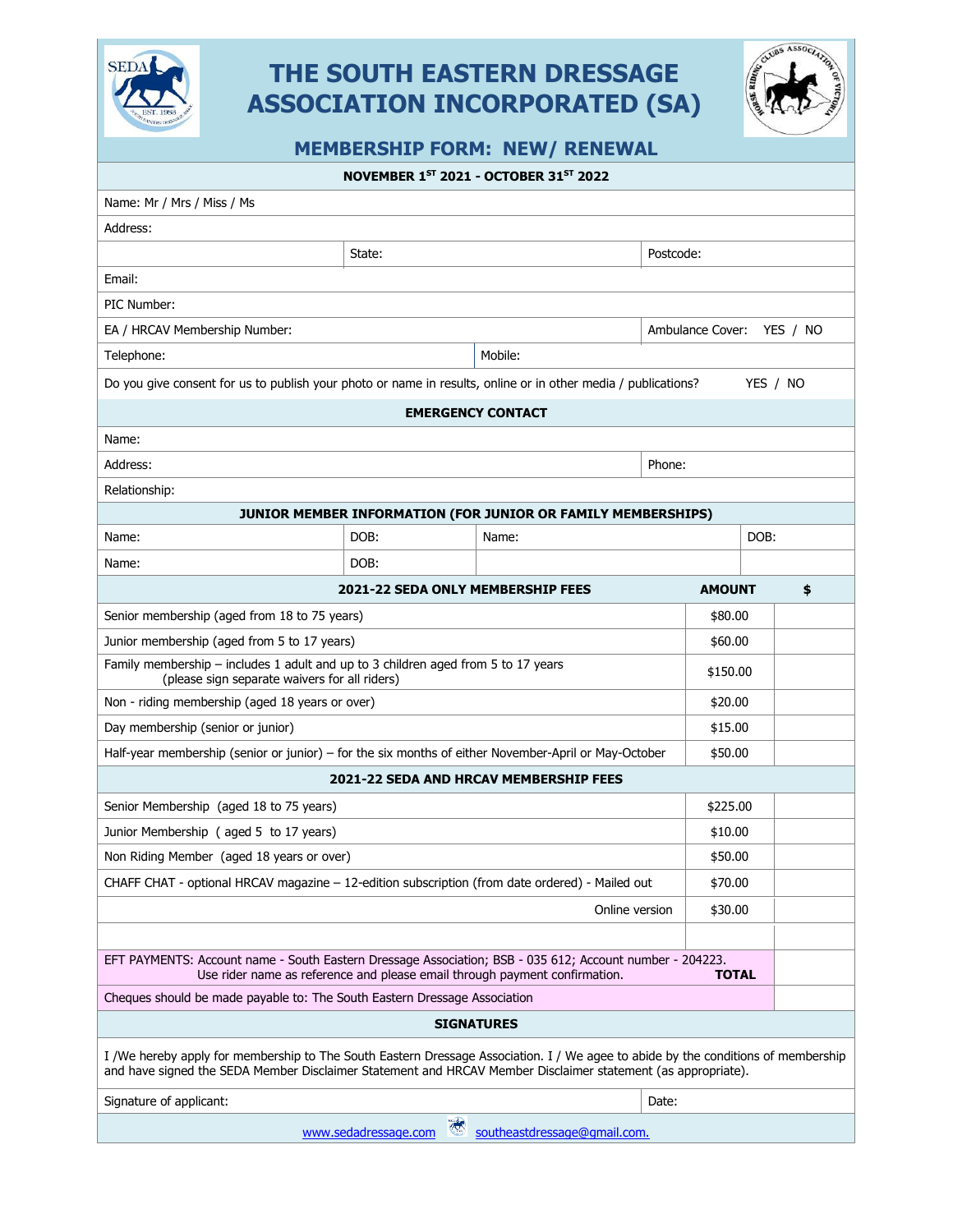# THE SOUTH EASTERN DRESSAGE ASSOCIATION INCORPORATED (SA)

## MEMBERSHIP FORM: NEW/ RENEWAL

**NOVEMBER 1ST 2021 - OCTOBER 31ST 2022**

| | | |
|---|---|---|
| Name: Mr / Mrs / Miss / Ms | | |
| Address: | | |
| | State: | Postcode: |
| Email: | | |
| PIC Number: | | |
| EA / HRCAV Membership Number: | | Ambulance Cover: YES / NO |
| Telephone: | Mobile: | |

Do you give consent for us to publish your photo or name in results, online or in other media / publications? YES / NO

**EMERGENCY CONTACT**

| | |
|---|---|
| Name: | |
| Address: | Phone: |
| Relationship: | |

**JUNIOR MEMBER INFORMATION (FOR JUNIOR OR FAMILY MEMBERSHIPS)**

| | | | |
|---|---|---|---|
| Name: | DOB: | Name: | DOB: |
| Name: | DOB: | | |

| 2021-22 SEDA ONLY MEMBERSHIP FEES | AMOUNT | $ |
|---|---|---|
| Senior membership (aged from 18 to 75 years) | $80.00 | |
| Junior membership (aged from 5 to 17 years) | $60.00 | |
| Family membership – includes 1 adult and up to 3 children aged from 5 to 17 years (please sign separate waivers for all riders) | $150.00 | |
| Non - riding membership (aged 18 years or over) | $20.00 | |
| Day membership (senior or junior) | $15.00 | |
| Half-year membership (senior or junior) – for the six months of either November-April or May-October | $50.00 | |
| **2021-22 SEDA AND HRCAV MEMBERSHIP FEES** | | |
| Senior Membership (aged 18 to 75 years) | $225.00 | |
| Junior Membership ( aged 5 to 17 years) | $10.00 | |
| Non Riding Member (aged 18 years or over) | $50.00 | |
| CHAFF CHAT - optional HRCAV magazine – 12-edition subscription (from date ordered) - Mailed out | $70.00 | |
| Online version | $30.00 | |
| | | |
| EFT PAYMENTS: Account name - South Eastern Dressage Association; BSB - 035 612; Account number - 204223. Use rider name as reference and please email through payment confirmation. | **TOTAL** | |
| Cheques should be made payable to: The South Eastern Dressage Association | | |

**SIGNATURES**

I /We hereby apply for membership to The South Eastern Dressage Association. I / We agee to abide by the conditions of membership and have signed the SEDA Member Disclaimer Statement and HRCAV Member Disclaimer statement (as appropriate).

| | |
|---|---|
| Signature of applicant: | Date: |

www.sedadressage.com southeastdressage@gmail.com.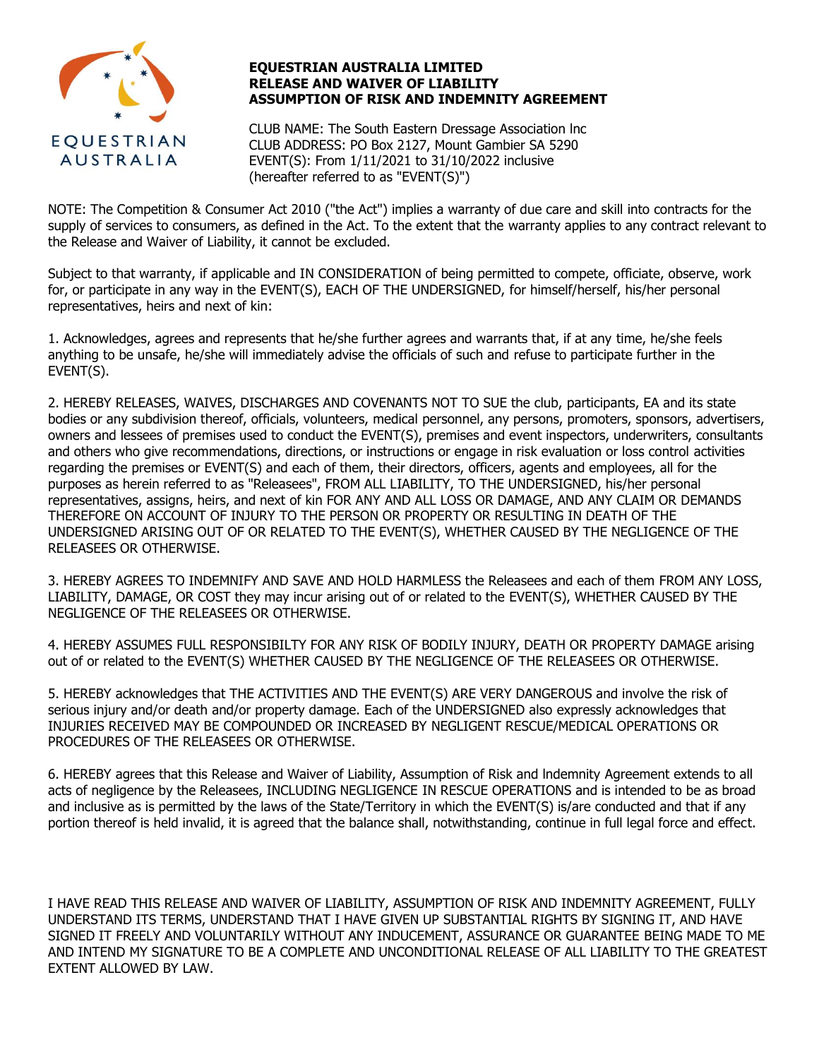EQUESTRIAN AUSTRALIA

# EQUESTRIAN AUSTRALIA LIMITED
# RELEASE AND WAIVER OF LIABILITY
# ASSUMPTION OF RISK AND INDEMNITY AGREEMENT

CLUB NAME: The South Eastern Dressage Association Inc
CLUB ADDRESS: PO Box 2127, Mount Gambier SA 5290
EVENT(S): From 1/11/2021 to 31/10/2022 inclusive
(hereafter referred to as "EVENT(S)")

NOTE: The Competition & Consumer Act 2010 ("the Act") implies a warranty of due care and skill into contracts for the supply of services to consumers, as defined in the Act. To the extent that the warranty applies to any contract relevant to the Release and Waiver of Liability, it cannot be excluded.

Subject to that warranty, if applicable and IN CONSIDERATION of being permitted to compete, officiate, observe, work for, or participate in any way in the EVENT(S), EACH OF THE UNDERSIGNED, for himself/herself, his/her personal representatives, heirs and next of kin:

1. Acknowledges, agrees and represents that he/she further agrees and warrants that, if at any time, he/she feels anything to be unsafe, he/she will immediately advise the officials of such and refuse to participate further in the EVENT(S).

2. HEREBY RELEASES, WAIVES, DISCHARGES AND COVENANTS NOT TO SUE the club, participants, EA and its state bodies or any subdivision thereof, officials, volunteers, medical personnel, any persons, promoters, sponsors, advertisers, owners and lessees of premises used to conduct the EVENT(S), premises and event inspectors, underwriters, consultants and others who give recommendations, directions, or instructions or engage in risk evaluation or loss control activities regarding the premises or EVENT(S) and each of them, their directors, officers, agents and employees, all for the purposes as herein referred to as "Releasees", FROM ALL LIABILITY, TO THE UNDERSIGNED, his/her personal representatives, assigns, heirs, and next of kin FOR ANY AND ALL LOSS OR DAMAGE, AND ANY CLAIM OR DEMANDS THEREFORE ON ACCOUNT OF INJURY TO THE PERSON OR PROPERTY OR RESULTING IN DEATH OF THE UNDERSIGNED ARISING OUT OF OR RELATED TO THE EVENT(S), WHETHER CAUSED BY THE NEGLIGENCE OF THE RELEASEES OR OTHERWISE.

3. HEREBY AGREES TO INDEMNIFY AND SAVE AND HOLD HARMLESS the Releasees and each of them FROM ANY LOSS, LIABILITY, DAMAGE, OR COST they may incur arising out of or related to the EVENT(S), WHETHER CAUSED BY THE NEGLIGENCE OF THE RELEASEES OR OTHERWISE.

4. HEREBY ASSUMES FULL RESPONSIBILTY FOR ANY RISK OF BODILY INJURY, DEATH OR PROPERTY DAMAGE arising out of or related to the EVENT(S) WHETHER CAUSED BY THE NEGLIGENCE OF THE RELEASEES OR OTHERWISE.

5. HEREBY acknowledges that THE ACTIVITIES AND THE EVENT(S) ARE VERY DANGEROUS and involve the risk of serious injury and/or death and/or property damage. Each of the UNDERSIGNED also expressly acknowledges that INJURIES RECEIVED MAY BE COMPOUNDED OR INCREASED BY NEGLIGENT RESCUE/MEDICAL OPERATIONS OR PROCEDURES OF THE RELEASEES OR OTHERWISE.

6. HEREBY agrees that this Release and Waiver of Liability, Assumption of Risk and Indemnity Agreement extends to all acts of negligence by the Releasees, INCLUDING NEGLIGENCE IN RESCUE OPERATIONS and is intended to be as broad and inclusive as is permitted by the laws of the State/Territory in which the EVENT(S) is/are conducted and that if any portion thereof is held invalid, it is agreed that the balance shall, notwithstanding, continue in full legal force and effect.

I HAVE READ THIS RELEASE AND WAIVER OF LIABILITY, ASSUMPTION OF RISK AND INDEMNITY AGREEMENT, FULLY UNDERSTAND ITS TERMS, UNDERSTAND THAT I HAVE GIVEN UP SUBSTANTIAL RIGHTS BY SIGNING IT, AND HAVE SIGNED IT FREELY AND VOLUNTARILY WITHOUT ANY INDUCEMENT, ASSURANCE OR GUARANTEE BEING MADE TO ME AND INTEND MY SIGNATURE TO BE A COMPLETE AND UNCONDITIONAL RELEASE OF ALL LIABILITY TO THE GREATEST EXTENT ALLOWED BY LAW.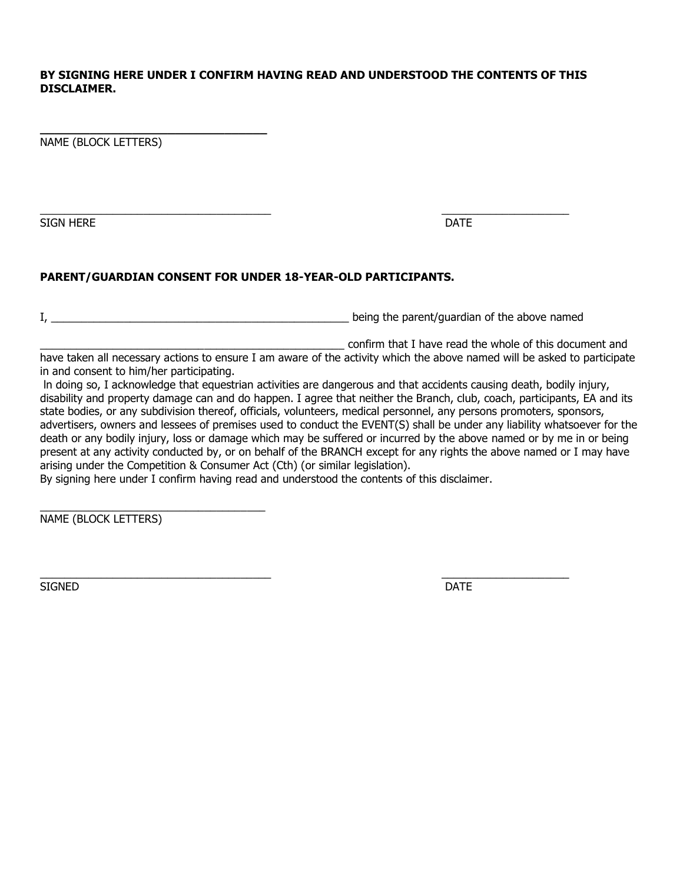**BY SIGNING HERE UNDER I CONFIRM HAVING READ AND UNDERSTOOD THE CONTENTS OF THIS DISCLAIMER.**

\_\_\_\_\_\_\_\_\_\_\_\_\_\_\_\_\_\_\_\_\_\_\_\_\_\_\_\_\_\_\_\_\_\_
NAME (BLOCK LETTERS)

\_\_\_\_\_\_\_\_\_\_\_\_\_\_\_\_\_\_\_\_\_\_\_\_\_\_\_\_\_\_\_\_\_\_ \_\_\_\_\_\_\_\_\_\_\_\_\_\_\_\_\_\_\_\_
SIGN HERE DATE

**PARENT/GUARDIAN CONSENT FOR UNDER 18-YEAR-OLD PARTICIPANTS.**

I, \_\_\_\_\_\_\_\_\_\_\_\_\_\_\_\_\_\_\_\_\_\_\_\_\_\_\_\_\_\_\_\_\_\_\_\_\_\_\_\_\_\_\_\_ being the parent/guardian of the above named

\_\_\_\_\_\_\_\_\_\_\_\_\_\_\_\_\_\_\_\_\_\_\_\_\_\_\_\_\_\_\_\_\_\_\_\_\_\_\_\_\_\_\_\_ confirm that I have read the whole of this document and have taken all necessary actions to ensure I am aware of the activity which the above named will be asked to participate in and consent to him/her participating.

In doing so, I acknowledge that equestrian activities are dangerous and that accidents causing death, bodily injury, disability and property damage can and do happen. I agree that neither the Branch, club, coach, participants, EA and its state bodies, or any subdivision thereof, officials, volunteers, medical personnel, any persons promoters, sponsors, advertisers, owners and lessees of premises used to conduct the EVENT(S) shall be under any liability whatsoever for the death or any bodily injury, loss or damage which may be suffered or incurred by the above named or by me in or being present at any activity conducted by, or on behalf of the BRANCH except for any rights the above named or I may have arising under the Competition & Consumer Act (Cth) (or similar legislation).

By signing here under I confirm having read and understood the contents of this disclaimer.

\_\_\_\_\_\_\_\_\_\_\_\_\_\_\_\_\_\_\_\_\_\_\_\_\_\_\_\_\_\_\_\_\_\_
NAME (BLOCK LETTERS)

\_\_\_\_\_\_\_\_\_\_\_\_\_\_\_\_\_\_\_\_\_\_\_\_\_\_\_\_\_\_\_\_\_\_ \_\_\_\_\_\_\_\_\_\_\_\_\_\_\_\_\_\_\_\_
SIGNED DATE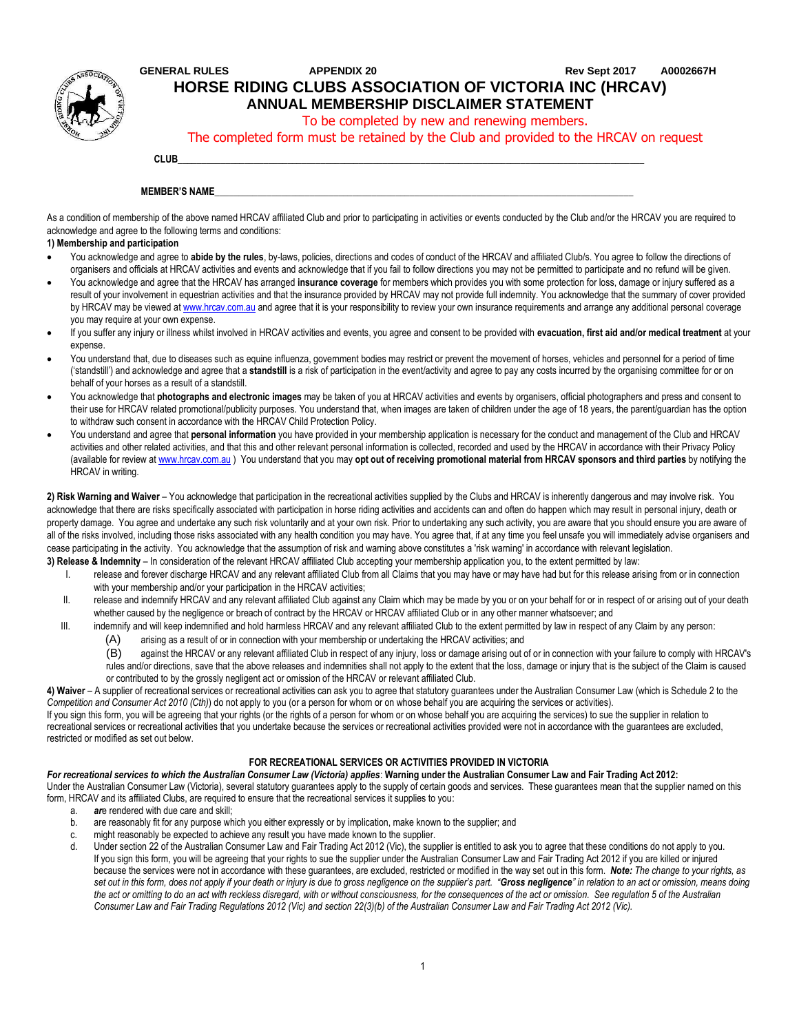**GENERAL RULES** **APPENDIX 20** **Rev Sept 2017** **A0002667H**

# HORSE RIDING CLUBS ASSOCIATION OF VICTORIA INC (HRCAV)

## ANNUAL MEMBERSHIP DISCLAIMER STATEMENT

To be completed by new and renewing members.

The completed form must be retained by the Club and provided to the HRCAV on request

**CLUB**\_\_\_\_\_\_\_\_\_\_\_\_\_\_\_\_\_\_\_\_\_\_\_\_\_\_\_\_\_\_\_\_\_\_\_\_\_\_\_\_\_\_\_\_\_\_\_\_\_\_\_\_\_\_\_\_\_\_\_\_

**MEMBER'S NAME**\_\_\_\_\_\_\_\_\_\_\_\_\_\_\_\_\_\_\_\_\_\_\_\_\_\_\_\_\_\_\_\_\_\_\_\_\_\_\_\_\_\_\_\_\_\_\_\_\_\_\_\_

As a condition of membership of the above named HRCAV affiliated Club and prior to participating in activities or events conducted by the Club and/or the HRCAV you are required to acknowledge and agree to the following terms and conditions:

**1) Membership and participation**

- You acknowledge and agree to **abide by the rules**, by-laws, policies, directions and codes of conduct of the HRCAV and affiliated Club/s. You agree to follow the directions of organisers and officials at HRCAV activities and events and acknowledge that if you fail to follow directions you may not be permitted to participate and no refund will be given.
- You acknowledge and agree that the HRCAV has arranged **insurance coverage** for members which provides you with some protection for loss, damage or injury suffered as a result of your involvement in equestrian activities and that the insurance provided by HRCAV may not provide full indemnity. You acknowledge that the summary of cover provided by HRCAV may be viewed at www.hrcav.com.au and agree that it is your responsibility to review your own insurance requirements and arrange any additional personal coverage you may require at your own expense.
- If you suffer any injury or illness whilst involved in HRCAV activities and events, you agree and consent to be provided with **evacuation, first aid and/or medical treatment** at your expense.
- You understand that, due to diseases such as equine influenza, government bodies may restrict or prevent the movement of horses, vehicles and personnel for a period of time ('standstill') and acknowledge and agree that a **standstill** is a risk of participation in the event/activity and agree to pay any costs incurred by the organising committee for or on behalf of your horses as a result of a standstill.
- You acknowledge that **photographs and electronic images** may be taken of you at HRCAV activities and events by organisers, official photographers and press and consent to their use for HRCAV related promotional/publicity purposes. You understand that, when images are taken of children under the age of 18 years, the parent/guardian has the option to withdraw such consent in accordance with the HRCAV Child Protection Policy.
- You understand and agree that **personal information** you have provided in your membership application is necessary for the conduct and management of the Club and HRCAV activities and other related activities, and that this and other relevant personal information is collected, recorded and used by the HRCAV in accordance with their Privacy Policy (available for review at www.hrcav.com.au ) You understand that you may **opt out of receiving promotional material from HRCAV sponsors and third parties** by notifying the HRCAV in writing.

**2) Risk Warning and Waiver** – You acknowledge that participation in the recreational activities supplied by the Clubs and HRCAV is inherently dangerous and may involve risk. You acknowledge that there are risks specifically associated with participation in horse riding activities and accidents can and often do happen which may result in personal injury, death or property damage. You agree and undertake any such risk voluntarily and at your own risk. Prior to undertaking any such activity, you are aware that you should ensure you are aware of all of the risks involved, including those risks associated with any health condition you may have. You agree that, if at any time you feel unsafe you will immediately advise organisers and cease participating in the activity. You acknowledge that the assumption of risk and warning above constitutes a 'risk warning' in accordance with relevant legislation.

**3) Release & Indemnity** – In consideration of the relevant HRCAV affiliated Club accepting your membership application you, to the extent permitted by law:

- I. release and forever discharge HRCAV and any relevant affiliated Club from all Claims that you may have or may have had but for this release arising from or in connection with your membership and/or your participation in the HRCAV activities;
- II. release and indemnify HRCAV and any relevant affiliated Club against any Claim which may be made by you or on your behalf for or in respect of or arising out of your death whether caused by the negligence or breach of contract by the HRCAV or HRCAV affiliated Club or in any other manner whatsoever; and
- III. indemnify and will keep indemnified and hold harmless HRCAV and any relevant affiliated Club to the extent permitted by law in respect of any Claim by any person:
  - (A) arising as a result of or in connection with your membership or undertaking the HRCAV activities; and
  - (B) against the HRCAV or any relevant affiliated Club in respect of any injury, loss or damage arising out of or in connection with your failure to comply with HRCAV's rules and/or directions, save that the above releases and indemnities shall not apply to the extent that the loss, damage or injury that is the subject of the Claim is caused or contributed to by the grossly negligent act or omission of the HRCAV or relevant affiliated Club.

**4) Waiver** – A supplier of recreational services or recreational activities can ask you to agree that statutory guarantees under the Australian Consumer Law (which is Schedule 2 to the *Competition and Consumer Act 2010 (Cth)*) do not apply to you (or a person for whom or on whose behalf you are acquiring the services or activities).

If you sign this form, you will be agreeing that your rights (or the rights of a person for whom or on whose behalf you are acquiring the services) to sue the supplier in relation to recreational services or recreational activities that you undertake because the services or recreational activities provided were not in accordance with the guarantees are excluded, restricted or modified as set out below.

**FOR RECREATIONAL SERVICES OR ACTIVITIES PROVIDED IN VICTORIA**

***For recreational services to which the Australian Consumer Law (Victoria) applies*: Warning under the Australian Consumer Law and Fair Trading Act 2012:**

Under the Australian Consumer Law (Victoria), several statutory guarantees apply to the supply of certain goods and services. These guarantees mean that the supplier named on this form, HRCAV and its affiliated Clubs, are required to ensure that the recreational services it supplies to you:

a. ***ar**e* rendered with due care and skill;
b. are reasonably fit for any purpose which you either expressly or by implication, make known to the supplier; and
c. might reasonably be expected to achieve any result you have made known to the supplier.
d. Under section 22 of the Australian Consumer Law and Fair Trading Act 2012 (Vic), the supplier is entitled to ask you to agree that these conditions do not apply to you. If you sign this form, you will be agreeing that your rights to sue the supplier under the Australian Consumer Law and Fair Trading Act 2012 if you are killed or injured because the services were not in accordance with these guarantees, are excluded, restricted or modified in the way set out in this form. ***Note:*** *The change to your rights, as set out in this form, does not apply if your death or injury is due to gross negligence on the supplier's part. "**Gross negligence**" in relation to an act or omission, means doing the act or omitting to do an act with reckless disregard, with or without consciousness, for the consequences of the act or omission. See regulation 5 of the Australian Consumer Law and Fair Trading Regulations 2012 (Vic) and section 22(3)(b) of the Australian Consumer Law and Fair Trading Act 2012 (Vic).*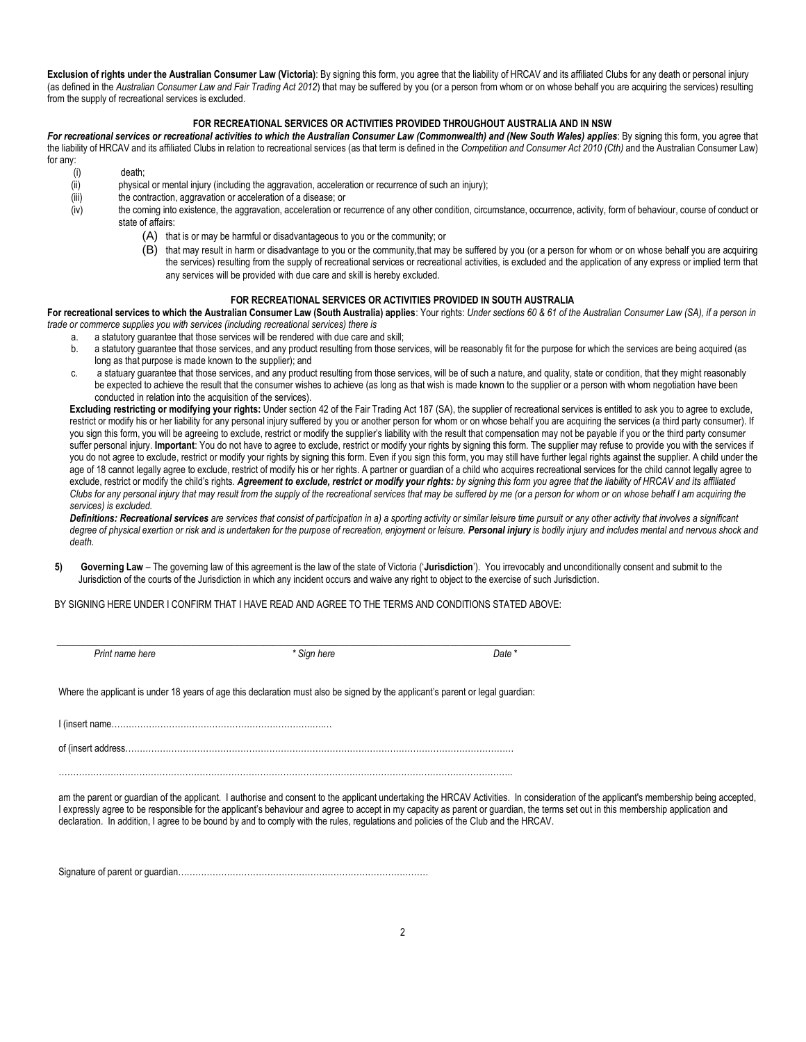**Exclusion of rights under the Australian Consumer Law (Victoria)**: By signing this form, you agree that the liability of HRCAV and its affiliated Clubs for any death or personal injury (as defined in the *Australian Consumer Law and Fair Trading Act 2012*) that may be suffered by you (or a person from whom or on whose behalf you are acquiring the services) resulting from the supply of recreational services is excluded.

**FOR RECREATIONAL SERVICES OR ACTIVITIES PROVIDED THROUGHOUT AUSTRALIA AND IN NSW**

***For recreational services or recreational activities to which the Australian Consumer Law (Commonwealth) and (New South Wales) applies***: By signing this form, you agree that the liability of HRCAV and its affiliated Clubs in relation to recreational services (as that term is defined in the *Competition and Consumer Act 2010 (Cth)* and the Australian Consumer Law) for any:

(i) death;

(ii) physical or mental injury (including the aggravation, acceleration or recurrence of such an injury);

(iii) the contraction, aggravation or acceleration of a disease; or

(iv) the coming into existence, the aggravation, acceleration or recurrence of any other condition, circumstance, occurrence, activity, form of behaviour, course of conduct or state of affairs:

(A) that is or may be harmful or disadvantageous to you or the community; or

(B) that may result in harm or disadvantage to you or the community,that may be suffered by you (or a person for whom or on whose behalf you are acquiring the services) resulting from the supply of recreational services or recreational activities, is excluded and the application of any express or implied term that any services will be provided with due care and skill is hereby excluded.

**FOR RECREATIONAL SERVICES OR ACTIVITIES PROVIDED IN SOUTH AUSTRALIA**

**For recreational services to which the Australian Consumer Law (South Australia) applies**: Your rights: *Under sections 60 & 61 of the Australian Consumer Law (SA), if a person in trade or commerce supplies you with services (including recreational services) there is*

a. a statutory guarantee that those services will be rendered with due care and skill;

b. a statutory guarantee that those services, and any product resulting from those services, will be reasonably fit for the purpose for which the services are being acquired (as long as that purpose is made known to the supplier); and

c. a statuary guarantee that those services, and any product resulting from those services, will be of such a nature, and quality, state or condition, that they might reasonably be expected to achieve the result that the consumer wishes to achieve (as long as that wish is made known to the supplier or a person with whom negotiation have been conducted in relation into the acquisition of the services).

**Excluding restricting or modifying your rights:** Under section 42 of the Fair Trading Act 187 (SA), the supplier of recreational services is entitled to ask you to agree to exclude, restrict or modify his or her liability for any personal injury suffered by you or another person for whom or on whose behalf you are acquiring the services (a third party consumer). If you sign this form, you will be agreeing to exclude, restrict or modify the supplier's liability with the result that compensation may not be payable if you or the third party consumer suffer personal injury. **Important**: You do not have to agree to exclude, restrict or modify your rights by signing this form. The supplier may refuse to provide you with the services if you do not agree to exclude, restrict or modify your rights by signing this form. Even if you sign this form, you may still have further legal rights against the supplier. A child under the age of 18 cannot legally agree to exclude, restrict of modify his or her rights. A partner or guardian of a child who acquires recreational services for the child cannot legally agree to exclude, restrict or modify the child's rights. ***Agreement to exclude, restrict or modify your rights:*** *by signing this form you agree that the liability of HRCAV and its affiliated Clubs for any personal injury that may result from the supply of the recreational services that may be suffered by me (or a person for whom or on whose behalf I am acquiring the services) is excluded.*

***Definitions: Recreational services*** *are services that consist of participation in a) a sporting activity or similar leisure time pursuit or any other activity that involves a significant degree of physical exertion or risk and is undertaken for the purpose of recreation, enjoyment or leisure.* ***Personal injury*** *is bodily injury and includes mental and nervous shock and death.*

**5) Governing Law** – The governing law of this agreement is the law of the state of Victoria ('**Jurisdiction**'). You irrevocably and unconditionally consent and submit to the Jurisdiction of the courts of the Jurisdiction in which any incident occurs and waive any right to object to the exercise of such Jurisdiction.

BY SIGNING HERE UNDER I CONFIRM THAT I HAVE READ AND AGREE TO THE TERMS AND CONDITIONS STATED ABOVE:

_____________________________________________________________________________

*Print name here* *\* Sign here* *Date \**

Where the applicant is under 18 years of age this declaration must also be signed by the applicant's parent or legal guardian:

I (insert name………………………………………………………………..

of (insert address……………………………………………………………………………………………………………………

…………………………………………………………………………………………………………………………………………..

am the parent or guardian of the applicant. I authorise and consent to the applicant undertaking the HRCAV Activities. In consideration of the applicant's membership being accepted, I expressly agree to be responsible for the applicant's behaviour and agree to accept in my capacity as parent or guardian, the terms set out in this membership application and declaration. In addition, I agree to be bound by and to comply with the rules, regulations and policies of the Club and the HRCAV.

Signature of parent or guardian…………………………………………………………………………